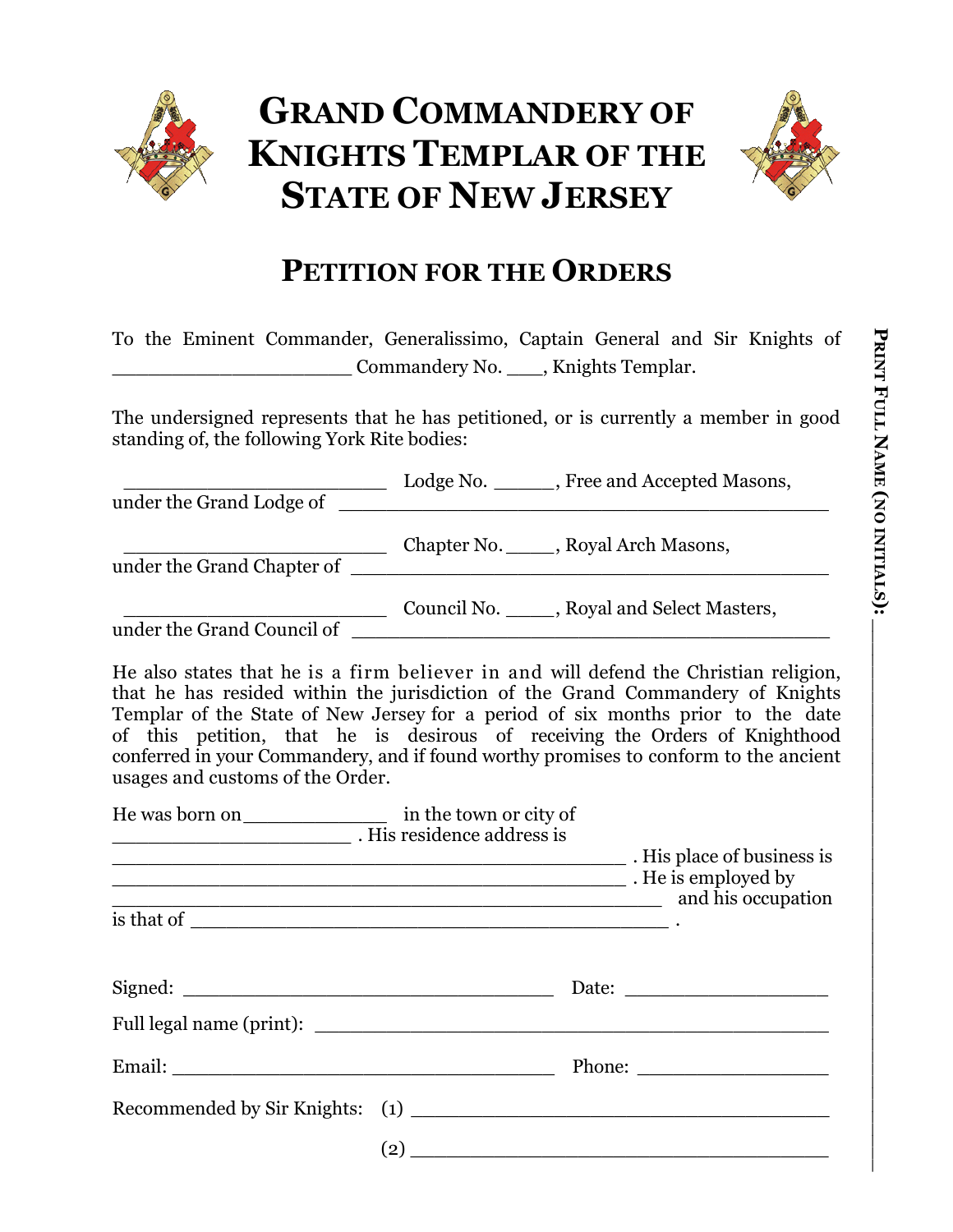# Grand Commandery of Knights Templar of the State of New Jersey

## Petition for the Orders

To the Eminent Commander, Generalissimo, Captain General and Sir Knights of ____________________ Commandery No. ___, Knights Templar.

The undersigned represents that he has petitioned, or is currently a member in good standing of, the following York Rite bodies:

_______________________ Lodge No. _____, Free and Accepted Masons, under the Grand Lodge of ___________________________________________

_______________________ Chapter No. ____, Royal Arch Masons, under the Grand Chapter of ________________________________________

_______________________ Council No. ____, Royal and Select Masters, under the Grand Council of ________________________________________

He also states that he is a firm believer in and will defend the Christian religion, that he has resided within the jurisdiction of the Grand Commandery of Knights Templar of the State of New Jersey for a period of six months prior to the date of this petition, that he is desirous of receiving the Orders of Knighthood conferred in your Commandery, and if found worthy promises to conform to the ancient usages and customs of the Order.

He was born on____________ in the town or city of ____________________ . His residence address is ____________________________________________ . His place of business is ____________________________________________ . He is employed by ____________________________________________ and his occupation is that of ________________________________________ .

Signed: ________________________________ Date: __________________

Full legal name (print): ____________________________________________

Email: _________________________________ Phone: _________________

Recommended by Sir Knights: (1) __________________________________

(2) __________________________________

**Print Full Name (no initials):** ____________________________________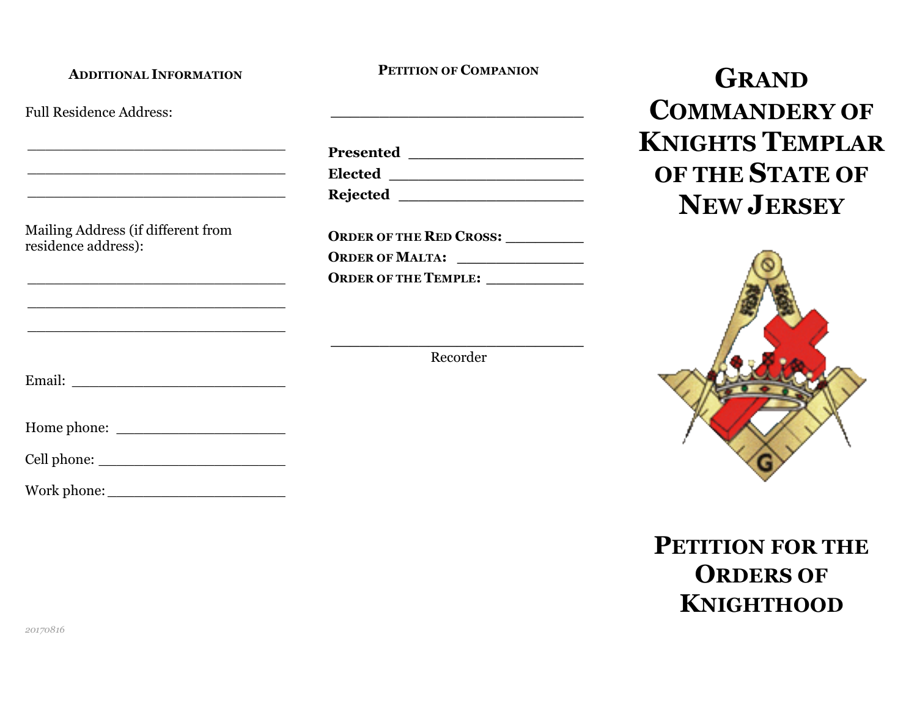### ADDITIONAL INFORMATION

Full Residence Address:

\_\_\_\_\_\_\_\_\_\_\_\_\_\_\_\_\_\_\_\_\_\_\_\_\_\_\_\_\_\_\_\_

\_\_\_\_\_\_\_\_\_\_\_\_\_\_\_\_\_\_\_\_\_\_\_\_\_\_\_\_\_\_\_\_

\_\_\_\_\_\_\_\_\_\_\_\_\_\_\_\_\_\_\_\_\_\_\_\_\_\_\_\_\_\_\_\_

Mailing Address (if different from residence address):

\_\_\_\_\_\_\_\_\_\_\_\_\_\_\_\_\_\_\_\_\_\_\_\_\_\_\_\_\_\_\_\_

\_\_\_\_\_\_\_\_\_\_\_\_\_\_\_\_\_\_\_\_\_\_\_\_\_\_\_\_\_\_\_\_

\_\_\_\_\_\_\_\_\_\_\_\_\_\_\_\_\_\_\_\_\_\_\_\_\_\_\_\_\_\_\_\_

Email: \_\_\_\_\_\_\_\_\_\_\_\_\_\_\_\_\_\_\_\_\_\_\_\_\_\_\_

Home phone: \_\_\_\_\_\_\_\_\_\_\_\_\_\_\_\_\_\_\_\_\_\_

Cell phone: \_\_\_\_\_\_\_\_\_\_\_\_\_\_\_\_\_\_\_\_\_\_\_\_

Work phone: \_\_\_\_\_\_\_\_\_\_\_\_\_\_\_\_\_\_\_\_\_\_\_

*20170816*

### PETITION OF COMPANION

\_\_\_\_\_\_\_\_\_\_\_\_\_\_\_\_\_\_\_\_\_\_\_\_\_\_\_\_\_\_\_\_

**Presented** \_\_\_\_\_\_\_\_\_\_\_\_\_\_\_\_\_\_\_\_\_\_

**Elected** \_\_\_\_\_\_\_\_\_\_\_\_\_\_\_\_\_\_\_\_\_\_\_\_\_

**Rejected** \_\_\_\_\_\_\_\_\_\_\_\_\_\_\_\_\_\_\_\_\_\_\_

**ORDER OF THE RED CROSS:** \_\_\_\_\_\_\_\_\_\_

**ORDER OF MALTA:** \_\_\_\_\_\_\_\_\_\_\_\_\_\_\_\_

**ORDER OF THE TEMPLE:** \_\_\_\_\_\_\_\_\_\_\_\_

\_\_\_\_\_\_\_\_\_\_\_\_\_\_\_\_\_\_\_\_\_\_\_\_\_\_\_\_\_\_\_\_

Recorder

# GRAND COMMANDERY OF KNIGHTS TEMPLAR OF THE STATE OF NEW JERSEY

# PETITION FOR THE ORDERS OF KNIGHTHOOD